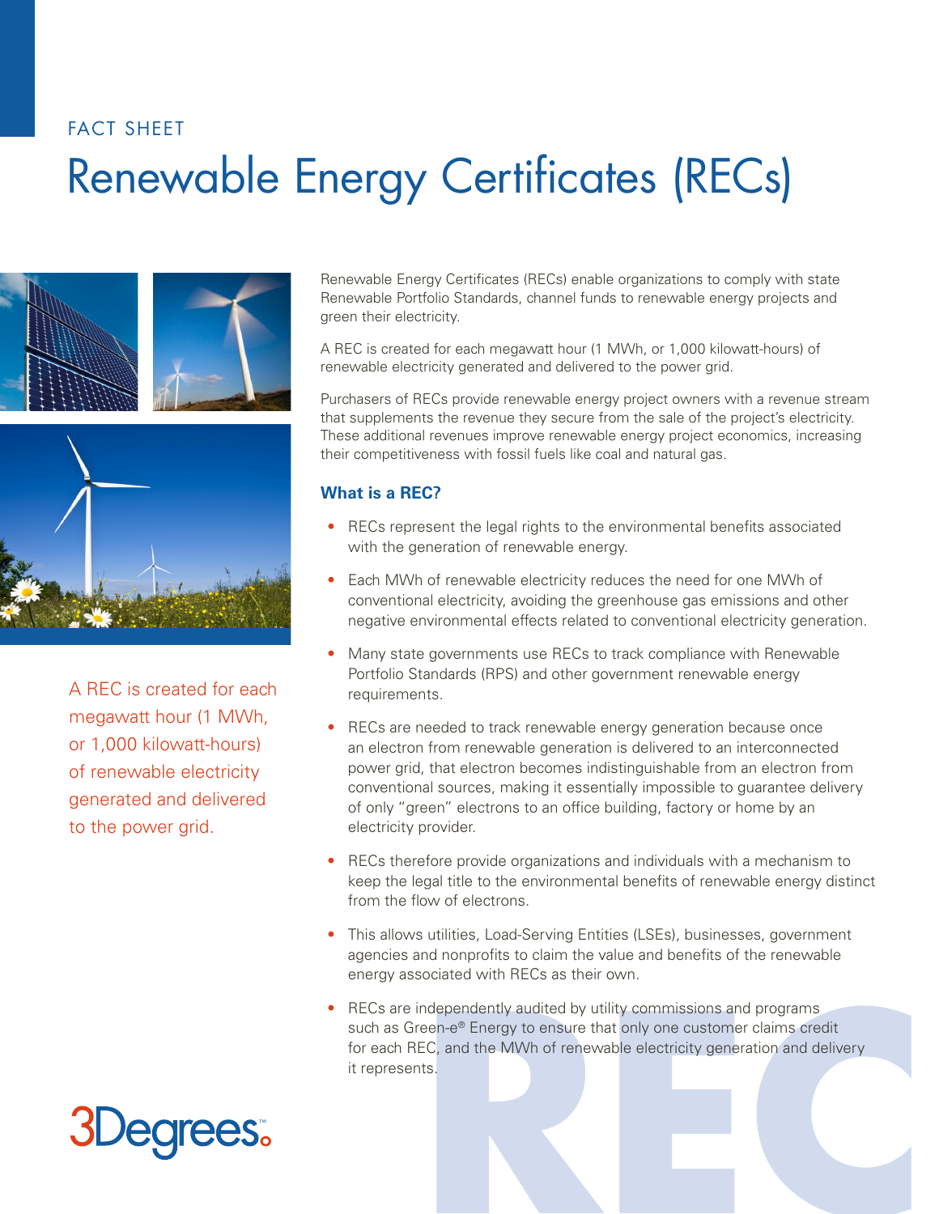FACT SHEET

# Renewable Energy Certificates (RECs)

A REC is created for each megawatt hour (1 MWh, or 1,000 kilowatt-hours) of renewable electricity generated and delivered to the power grid.

Renewable Energy Certificates (RECs) enable organizations to comply with state Renewable Portfolio Standards, channel funds to renewable energy projects and green their electricity.

A REC is created for each megawatt hour (1 MWh, or 1,000 kilowatt-hours) of renewable electricity generated and delivered to the power grid.

Purchasers of RECs provide renewable energy project owners with a revenue stream that supplements the revenue they secure from the sale of the project's electricity. These additional revenues improve renewable energy project economics, increasing their competitiveness with fossil fuels like coal and natural gas.

### What is a REC?

- RECs represent the legal rights to the environmental benefits associated with the generation of renewable energy.
- Each MWh of renewable electricity reduces the need for one MWh of conventional electricity, avoiding the greenhouse gas emissions and other negative environmental effects related to conventional electricity generation.
- Many state governments use RECs to track compliance with Renewable Portfolio Standards (RPS) and other government renewable energy requirements.
- RECs are needed to track renewable energy generation because once an electron from renewable generation is delivered to an interconnected power grid, that electron becomes indistinguishable from an electron from conventional sources, making it essentially impossible to guarantee delivery of only "green" electrons to an office building, factory or home by an electricity provider.
- RECs therefore provide organizations and individuals with a mechanism to keep the legal title to the environmental benefits of renewable energy distinct from the flow of electrons.
- This allows utilities, Load-Serving Entities (LSEs), businesses, government agencies and nonprofits to claim the value and benefits of the renewable energy associated with RECs as their own.
- RECs are independently audited by utility commissions and programs such as Green-e® Energy to ensure that only one customer claims credit for each REC, and the MWh of renewable electricity generation and delivery it represents.

3Degrees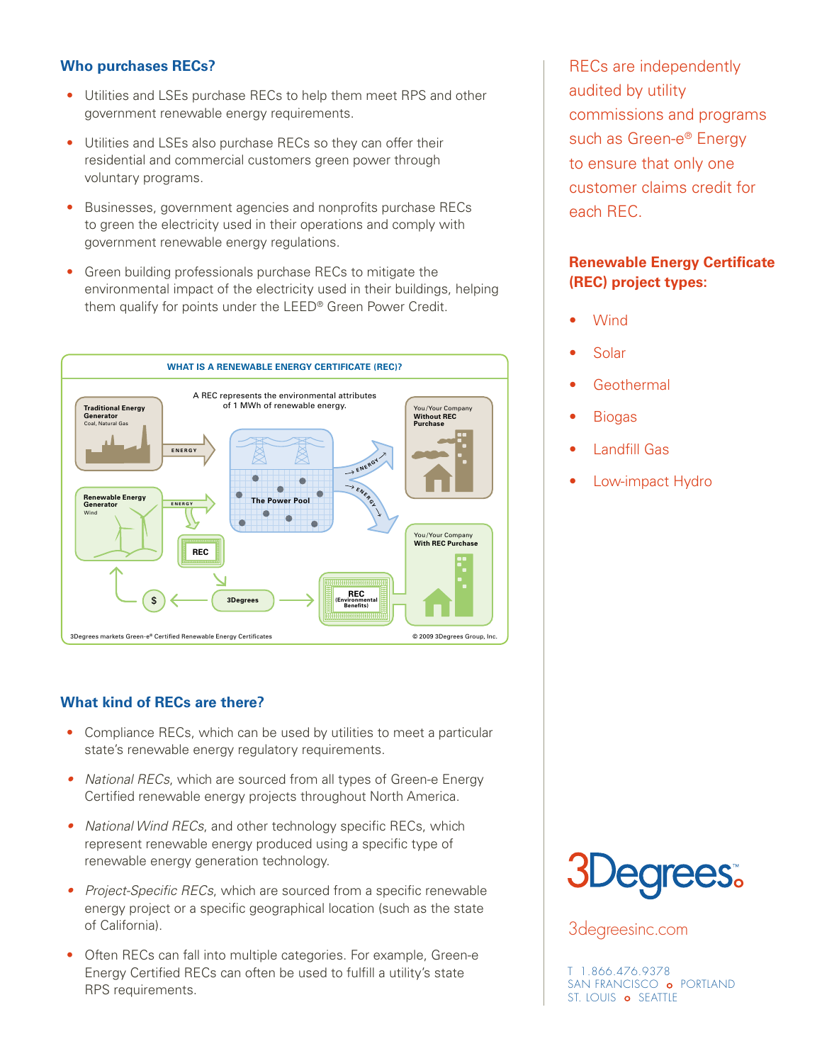## Who purchases RECs?

- Utilities and LSEs purchase RECs to help them meet RPS and other government renewable energy requirements.
- Utilities and LSEs also purchase RECs so they can offer their residential and commercial customers green power through voluntary programs.
- Businesses, government agencies and nonprofits purchase RECs to green the electricity used in their operations and comply with government renewable energy regulations.
- Green building professionals purchase RECs to mitigate the environmental impact of the electricity used in their buildings, helping them qualify for points under the LEED® Green Power Credit.

**WHAT IS A RENEWABLE ENERGY CERTIFICATE (REC)?**

A REC represents the environmental attributes of 1 MWh of renewable energy.

Traditional Energy Generator
Coal, Natural Gas

Renewable Energy Generator
Wind

ENERGY

ENERGY

The Power Pool

ENERGY

ENERGY

REC

3Degrees

$

REC (Environmental Benefits)

You/Your Company Without REC Purchase

You/Your Company With REC Purchase

3Degrees markets Green-e® Certified Renewable Energy Certificates

© 2009 3Degrees Group, Inc.

## What kind of RECs are there?

- Compliance RECs, which can be used by utilities to meet a particular state's renewable energy regulatory requirements.
- *National RECs*, which are sourced from all types of Green-e Energy Certified renewable energy projects throughout North America.
- *National Wind RECs*, and other technology specific RECs, which represent renewable energy produced using a specific type of renewable energy generation technology.
- *Project-Specific RECs*, which are sourced from a specific renewable energy project or a specific geographical location (such as the state of California).
- Often RECs can fall into multiple categories. For example, Green-e Energy Certified RECs can often be used to fulfill a utility's state RPS requirements.

RECs are independently audited by utility commissions and programs such as Green-e® Energy to ensure that only one customer claims credit for each REC.

### Renewable Energy Certificate (REC) project types:

- Wind
- Solar
- Geothermal
- Biogas
- Landfill Gas
- Low-impact Hydro

3Degrees™

3degreesinc.com

T 1.866.476.9378
SAN FRANCISCO • PORTLAND
ST. LOUIS • SEATTLE